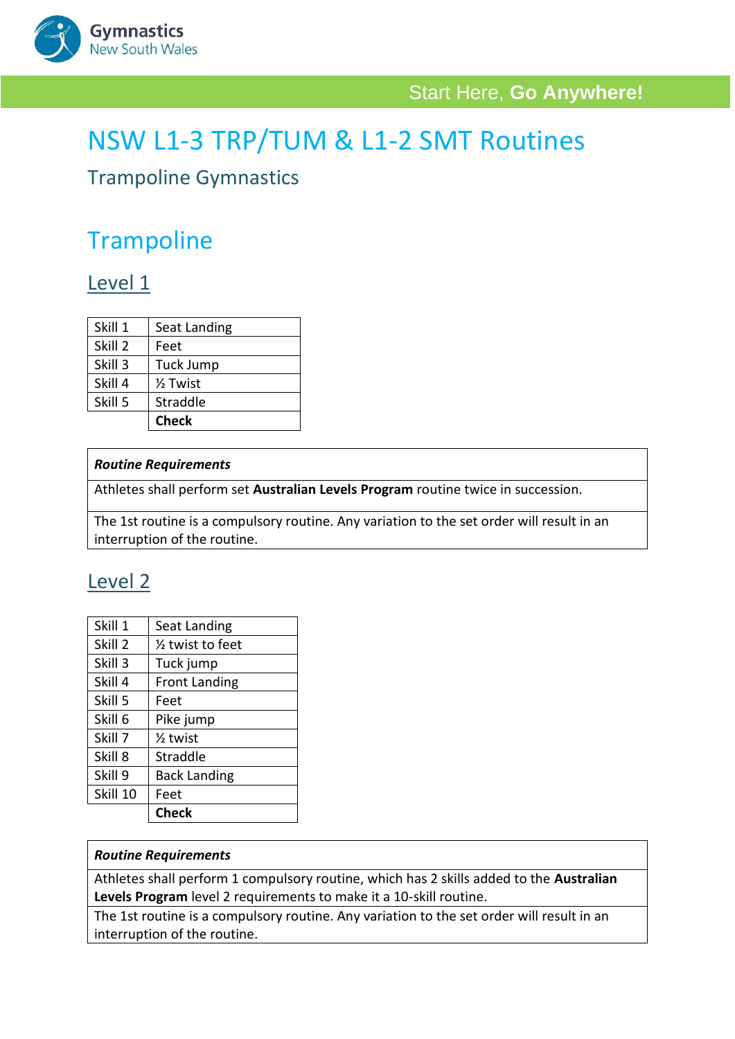Gymnastics
New South Wales

Start Here, **Go Anywhere!**

# NSW L1-3 TRP/TUM & L1-2 SMT Routines

## Trampoline Gymnastics

## Trampoline

### Level 1

| | |
|---|---|
| Skill 1 | Seat Landing |
| Skill 2 | Feet |
| Skill 3 | Tuck Jump |
| Skill 4 | ½ Twist |
| Skill 5 | Straddle |
| | **Check** |

| ***Routine Requirements*** |
|---|
| Athletes shall perform set **Australian Levels Program** routine twice in succession. |
| The 1st routine is a compulsory routine. Any variation to the set order will result in an interruption of the routine. |

### Level 2

| | |
|---|---|
| Skill 1 | Seat Landing |
| Skill 2 | ½ twist to feet |
| Skill 3 | Tuck jump |
| Skill 4 | Front Landing |
| Skill 5 | Feet |
| Skill 6 | Pike jump |
| Skill 7 | ½ twist |
| Skill 8 | Straddle |
| Skill 9 | Back Landing |
| Skill 10 | Feet |
| | **Check** |

| ***Routine Requirements*** |
|---|
| Athletes shall perform 1 compulsory routine, which has 2 skills added to the **Australian Levels Program** level 2 requirements to make it a 10-skill routine. |
| The 1st routine is a compulsory routine. Any variation to the set order will result in an interruption of the routine. |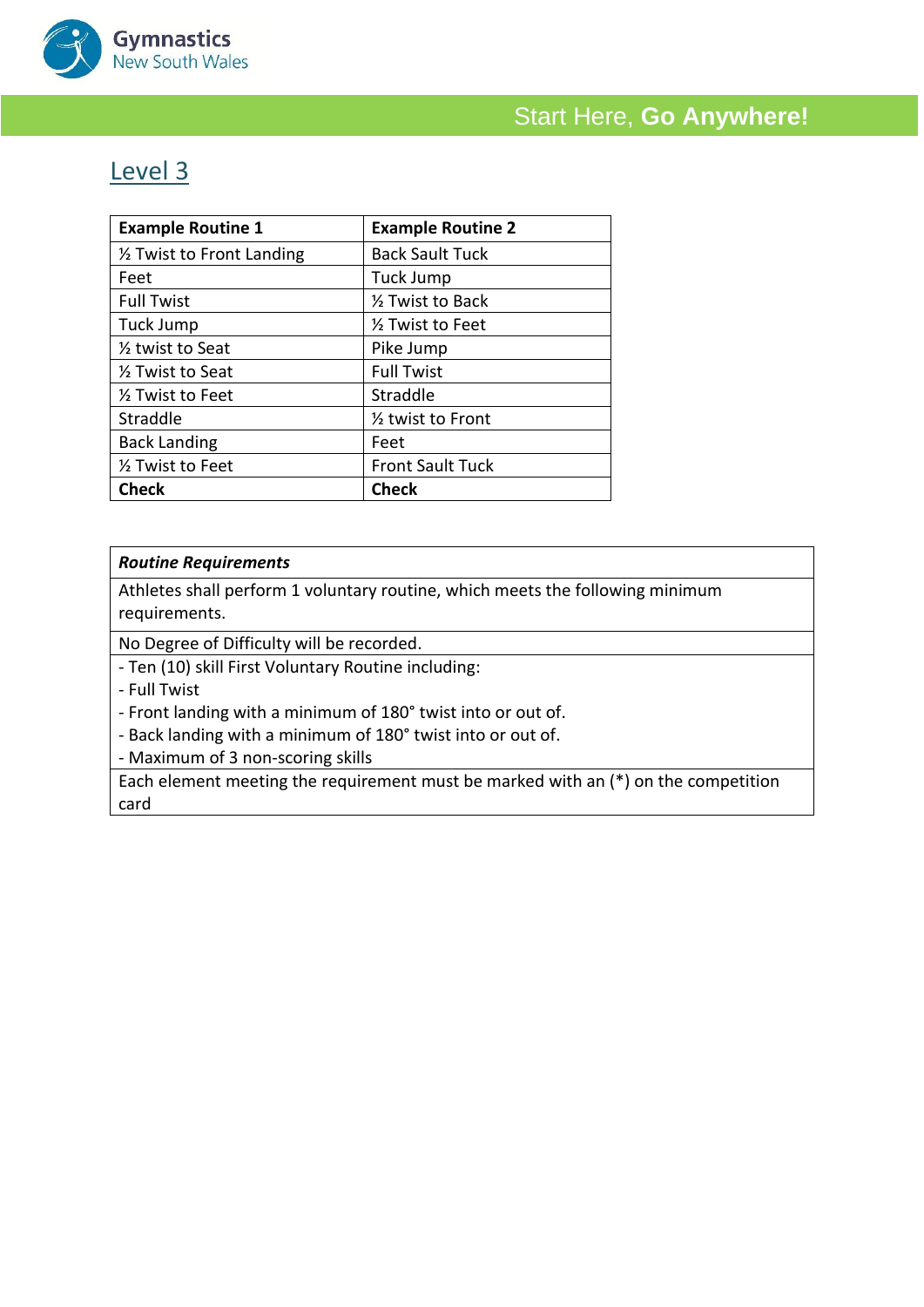## Level 3

| Example Routine 1 | Example Routine 2 |
| --- | --- |
| ½ Twist to Front Landing | Back Sault Tuck |
| Feet | Tuck Jump |
| Full Twist | ½ Twist to Back |
| Tuck Jump | ½ Twist to Feet |
| ½ twist to Seat | Pike Jump |
| ½ Twist to Seat | Full Twist |
| ½ Twist to Feet | Straddle |
| Straddle | ½ twist to Front |
| Back Landing | Feet |
| ½ Twist to Feet | Front Sault Tuck |
| **Check** | **Check** |

| ***Routine Requirements*** |
| --- |
| Athletes shall perform 1 voluntary routine, which meets the following minimum requirements. |
| No Degree of Difficulty will be recorded. |
| - Ten (10) skill First Voluntary Routine including:<br>- Full Twist<br>- Front landing with a minimum of 180° twist into or out of.<br>- Back landing with a minimum of 180° twist into or out of.<br>- Maximum of 3 non-scoring skills |
| Each element meeting the requirement must be marked with an (*) on the competition card |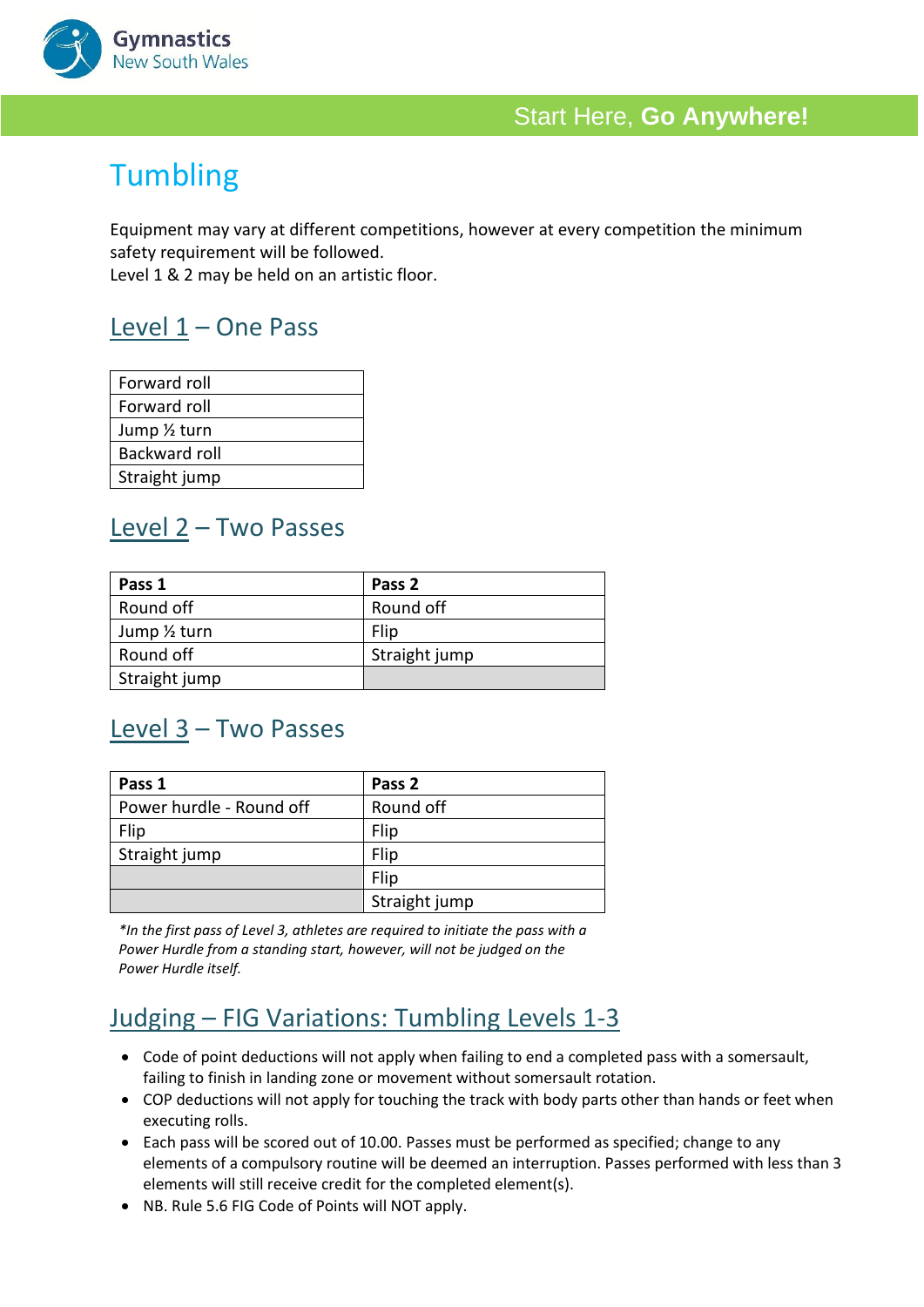# Tumbling

Equipment may vary at different competitions, however at every competition the minimum safety requirement will be followed.
Level 1 & 2 may be held on an artistic floor.

## Level 1 – One Pass

| |
|---|
| Forward roll |
| Forward roll |
| Jump ½ turn |
| Backward roll |
| Straight jump |

## Level 2 – Two Passes

| Pass 1 | Pass 2 |
|---|---|
| Round off | Round off |
| Jump ½ turn | Flip |
| Round off | Straight jump |
| Straight jump | |

## Level 3 – Two Passes

| Pass 1 | Pass 2 |
|---|---|
| Power hurdle - Round off | Round off |
| Flip | Flip |
| Straight jump | Flip |
| | Flip |
| | Straight jump |

*\*In the first pass of Level 3, athletes are required to initiate the pass with a Power Hurdle from a standing start, however, will not be judged on the Power Hurdle itself.*

## Judging – FIG Variations: Tumbling Levels 1-3

- Code of point deductions will not apply when failing to end a completed pass with a somersault, failing to finish in landing zone or movement without somersault rotation.
- COP deductions will not apply for touching the track with body parts other than hands or feet when executing rolls.
- Each pass will be scored out of 10.00. Passes must be performed as specified; change to any elements of a compulsory routine will be deemed an interruption. Passes performed with less than 3 elements will still receive credit for the completed element(s).
- NB. Rule 5.6 FIG Code of Points will NOT apply.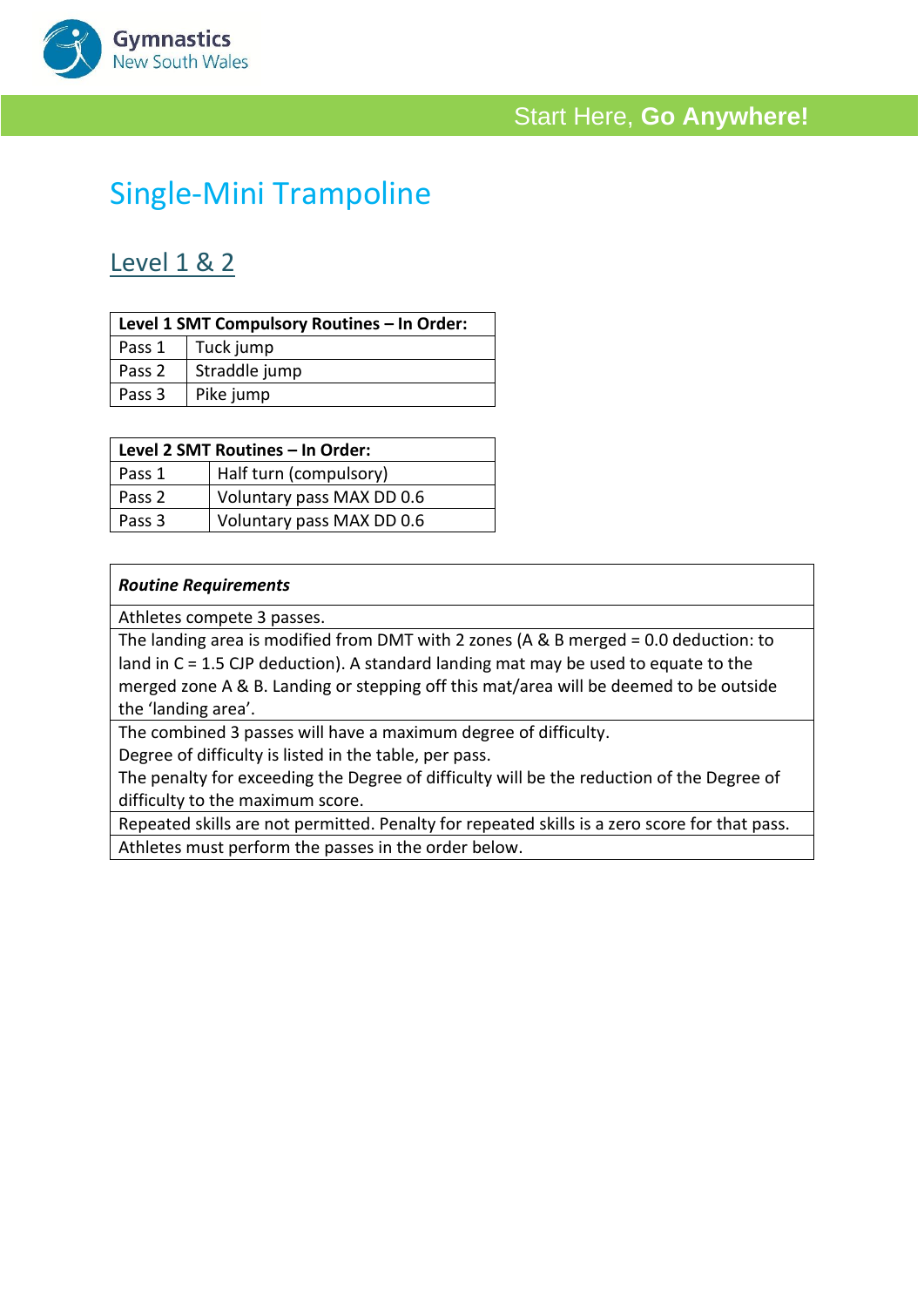# Single-Mini Trampoline

## Level 1 & 2

| Level 1 SMT Compulsory Routines – In Order: | |
|---|---|
| Pass 1 | Tuck jump |
| Pass 2 | Straddle jump |
| Pass 3 | Pike jump |

| Level 2 SMT Routines – In Order: | |
|---|---|
| Pass 1 | Half turn (compulsory) |
| Pass 2 | Voluntary pass MAX DD 0.6 |
| Pass 3 | Voluntary pass MAX DD 0.6 |

| ***Routine Requirements*** |
|---|
| Athletes compete 3 passes. |
| The landing area is modified from DMT with 2 zones (A & B merged = 0.0 deduction: to land in C = 1.5 CJP deduction). A standard landing mat may be used to equate to the merged zone A & B. Landing or stepping off this mat/area will be deemed to be outside the 'landing area'. |
| The combined 3 passes will have a maximum degree of difficulty.<br>Degree of difficulty is listed in the table, per pass.<br>The penalty for exceeding the Degree of difficulty will be the reduction of the Degree of difficulty to the maximum score. |
| Repeated skills are not permitted. Penalty for repeated skills is a zero score for that pass. |
| Athletes must perform the passes in the order below. |